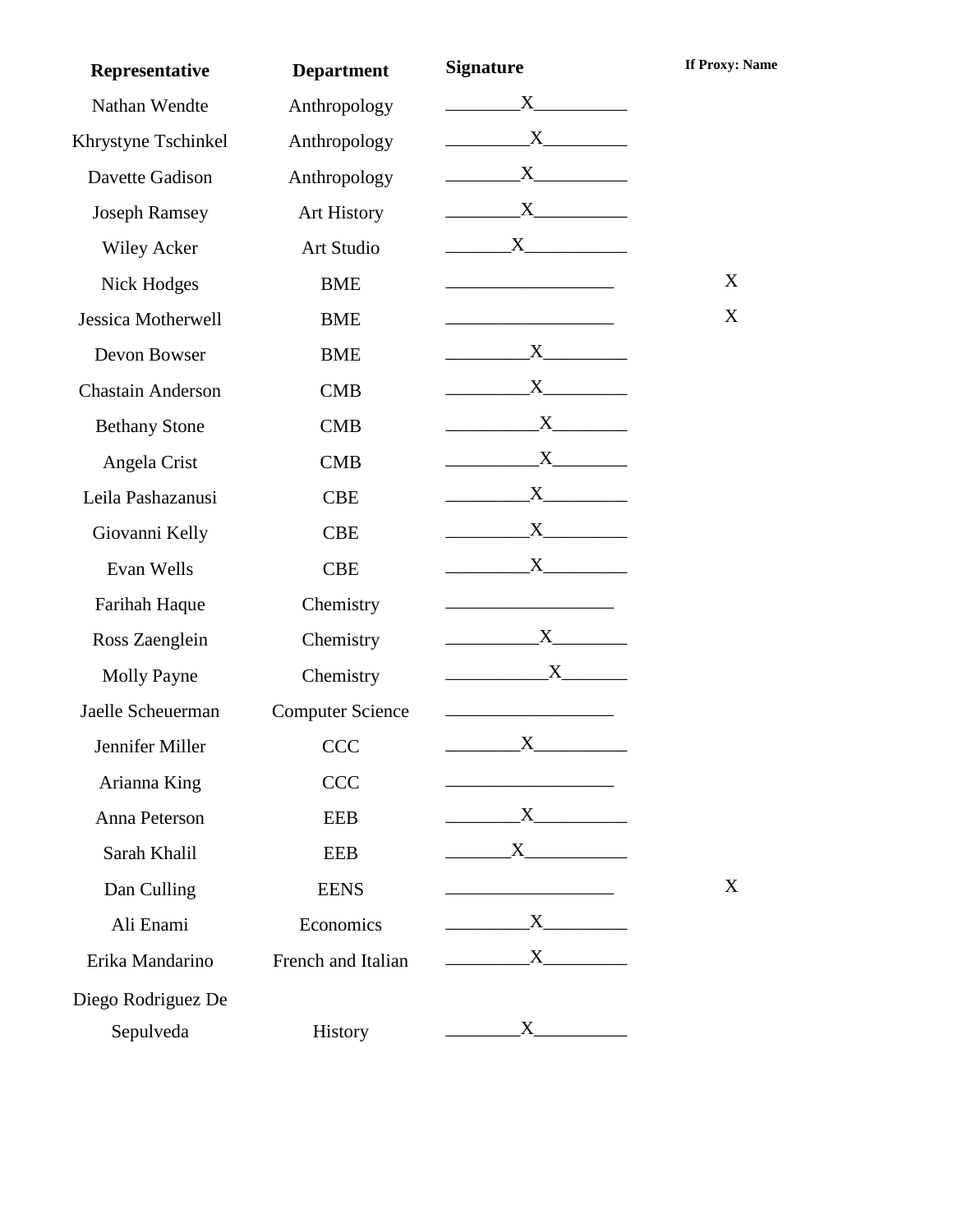| Representative | Department | Signature | If Proxy: Name |
|---|---|---|---|
| Nathan Wendte | Anthropology | X | |
| Khrystyne Tschinkel | Anthropology | X | |
| Davette Gadison | Anthropology | X | |
| Joseph Ramsey | Art History | X | |
| Wiley Acker | Art Studio | X | |
| Nick Hodges | BME | | X |
| Jessica Motherwell | BME | | X |
| Devon Bowser | BME | X | |
| Chastain Anderson | CMB | X | |
| Bethany Stone | CMB | X | |
| Angela Crist | CMB | X | |
| Leila Pashazanusi | CBE | X | |
| Giovanni Kelly | CBE | X | |
| Evan Wells | CBE | X | |
| Farihah Haque | Chemistry | | |
| Ross Zaenglein | Chemistry | X | |
| Molly Payne | Chemistry | X | |
| Jaelle Scheuerman | Computer Science | | |
| Jennifer Miller | CCC | X | |
| Arianna King | CCC | | |
| Anna Peterson | EEB | X | |
| Sarah Khalil | EEB | X | |
| Dan Culling | EENS | | X |
| Ali Enami | Economics | X | |
| Erika Mandarino | French and Italian | X | |
| Diego Rodriguez De Sepulveda | History | X | |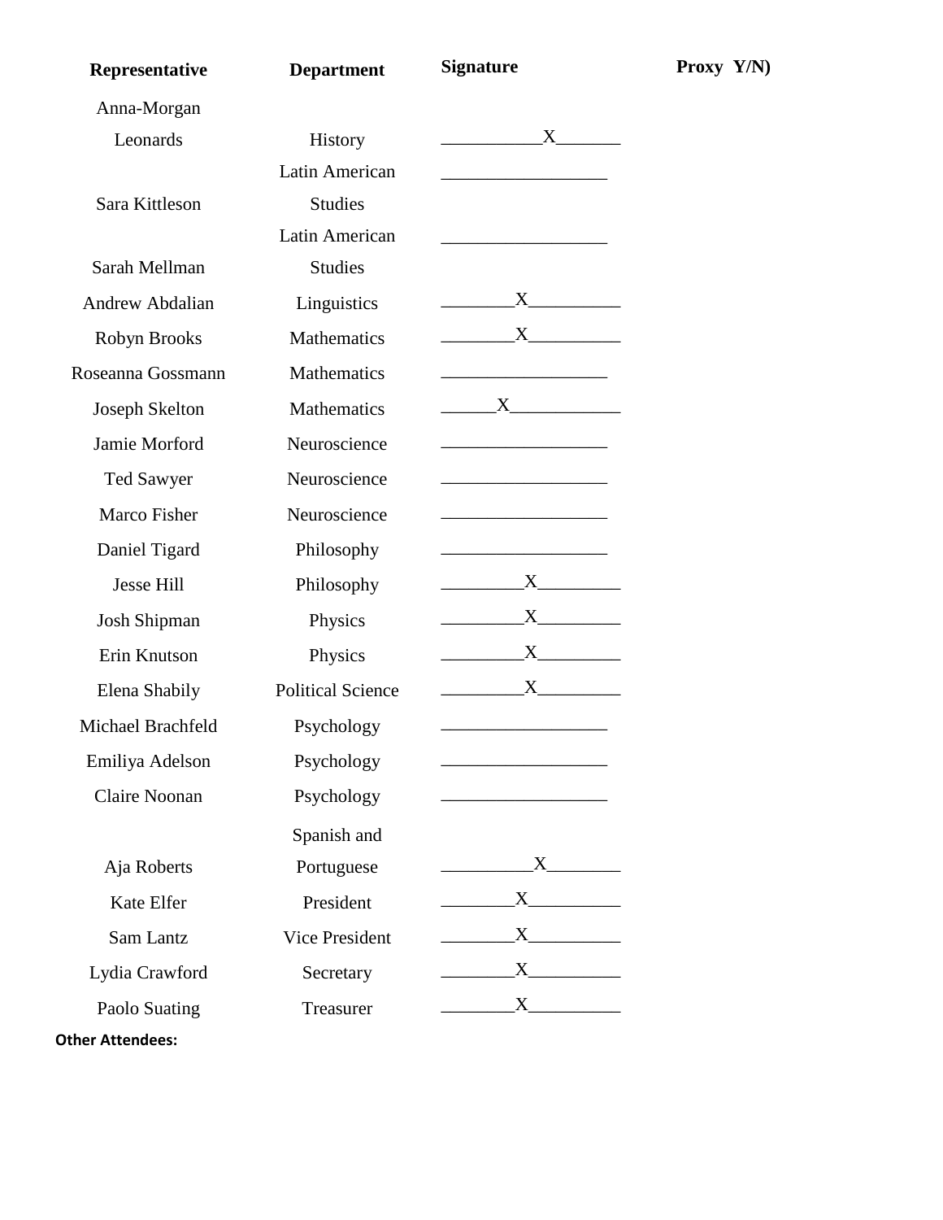| Representative | Department | Signature | Proxy Y/N) |
|---|---|---|---|
| Anna-Morgan Leonards | History | X | |
| Sara Kittleson | Latin American Studies | | |
| Sarah Mellman | Latin American Studies | | |
| Andrew Abdalian | Linguistics | X | |
| Robyn Brooks | Mathematics | X | |
| Roseanna Gossmann | Mathematics | | |
| Joseph Skelton | Mathematics | X | |
| Jamie Morford | Neuroscience | | |
| Ted Sawyer | Neuroscience | | |
| Marco Fisher | Neuroscience | | |
| Daniel Tigard | Philosophy | | |
| Jesse Hill | Philosophy | X | |
| Josh Shipman | Physics | X | |
| Erin Knutson | Physics | X | |
| Elena Shabily | Political Science | X | |
| Michael Brachfeld | Psychology | | |
| Emiliya Adelson | Psychology | | |
| Claire Noonan | Psychology | | |
| Aja Roberts | Spanish and Portuguese | X | |
| Kate Elfer | President | X | |
| Sam Lantz | Vice President | X | |
| Lydia Crawford | Secretary | X | |
| Paolo Suating | Treasurer | X | |

**Other Attendees:**